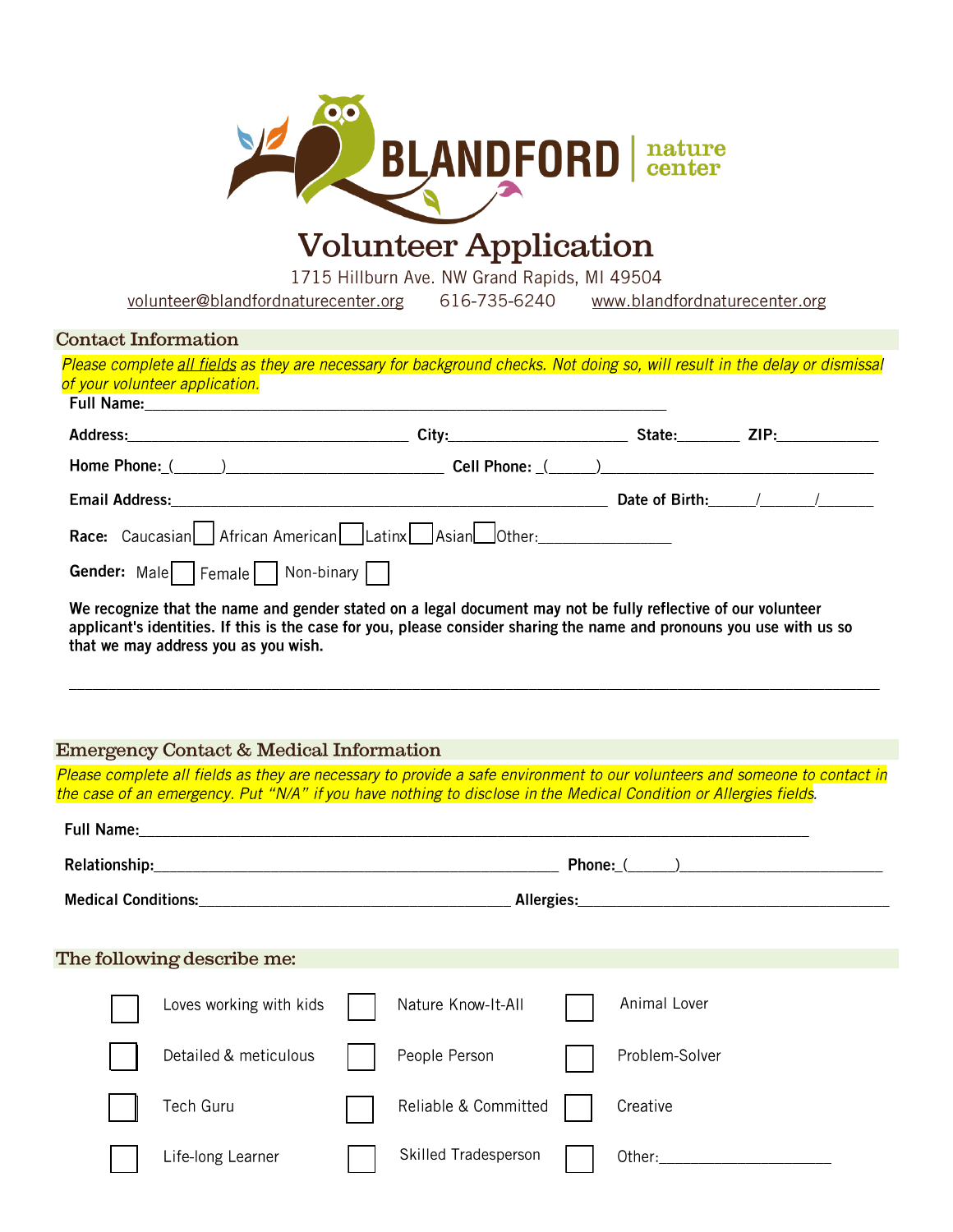# BLANDFORD nature center

## Volunteer Application

1715 Hillburn Ave. NW Grand Rapids, MI 49504

volunteer@blandfordnaturecenter.org    616-735-6240    www.blandfordnaturecenter.org

### Contact Information

*Please complete all fields as they are necessary for background checks. Not doing so, will result in the delay or dismissal of your volunteer application.*

**Full Name:**___________________________________________________________

**Address:**_______________________________ **City:**____________________ **State:**_______ **ZIP:**___________

**Home Phone:** (_____)_______________________ **Cell Phone:** (_____)______________________________

**Email Address:**________________________________________________ **Date of Birth:**_____/_____/_____

**Race:** Caucasian ☐ African American ☐ Latinx ☐ Asian ☐ Other:_______________

**Gender:** Male ☐ Female ☐ Non-binary ☐

**We recognize that the name and gender stated on a legal document may not be fully reflective of our volunteer applicant's identities. If this is the case for you, please consider sharing the name and pronouns you use with us so that we may address you as you wish.**

_____________________________________________________________________________________

### Emergency Contact & Medical Information

*Please complete all fields as they are necessary to provide a safe environment to our volunteers and someone to contact in the case of an emergency. Put "N/A" if you have nothing to disclose in the Medical Condition or Allergies fields.*

**Full Name:**_________________________________________________________________________

**Relationship:**_____________________________________________ **Phone:** (_____)_______________________

**Medical Conditions:**__________________________________ **Allergies:**____________________________________

### The following describe me:

| | | | | | |
|---|---|---|---|---|---|
| ☐ | Loves working with kids | ☐ | Nature Know-It-All | ☐ | Animal Lover |
| ☐ | Detailed & meticulous | ☐ | People Person | ☐ | Problem-Solver |
| ☐ | Tech Guru | ☐ | Reliable & Committed | ☐ | Creative |
| ☐ | Life-long Learner | ☐ | Skilled Tradesperson | ☐ | Other:___________________ |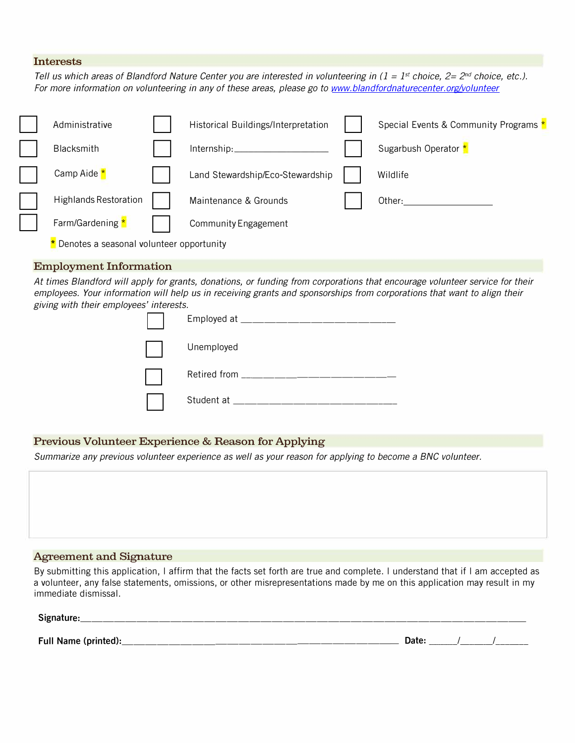## Interests

*Tell us which areas of Blandford Nature Center you are interested in volunteering in (1 = 1st choice, 2= 2nd choice, etc.). For more information on volunteering in any of these areas, please go to [www.blandfordnaturecenter.org/volunteer](www.blandfordnaturecenter.org/volunteer)*

- ☐ Administrative
- ☐ Blacksmith
- ☐ Camp Aide *
- ☐ Highlands Restoration
- ☐ Farm/Gardening *
- ☐ Historical Buildings/Interpretation
- ☐ Internship:____________________
- ☐ Land Stewardship/Eco-Stewardship
- ☐ Maintenance & Grounds
- ☐ Community Engagement
- ☐ Special Events & Community Programs *
- ☐ Sugarbush Operator *
- ☐ Wildlife
- ☐ Other:____________________

\* Denotes a seasonal volunteer opportunity

## Employment Information

*At times Blandford will apply for grants, donations, or funding from corporations that encourage volunteer service for their employees. Your information will help us in receiving grants and sponsorships from corporations that want to align their giving with their employees' interests.*

- ☐ Employed at ________________________________
- ☐ Unemployed
- ☐ Retired from ________________________________
- ☐ Student at ________________________________

## Previous Volunteer Experience & Reason for Applying

*Summarize any previous volunteer experience as well as your reason for applying to become a BNC volunteer.*

## Agreement and Signature

By submitting this application, I affirm that the facts set forth are true and complete. I understand that if I am accepted as a volunteer, any false statements, omissions, or other misrepresentations made by me on this application may result in my immediate dismissal.

**Signature:**________________________________________________________________________________

**Full Name (printed):**____________________________________________________________ **Date:** ______/______/______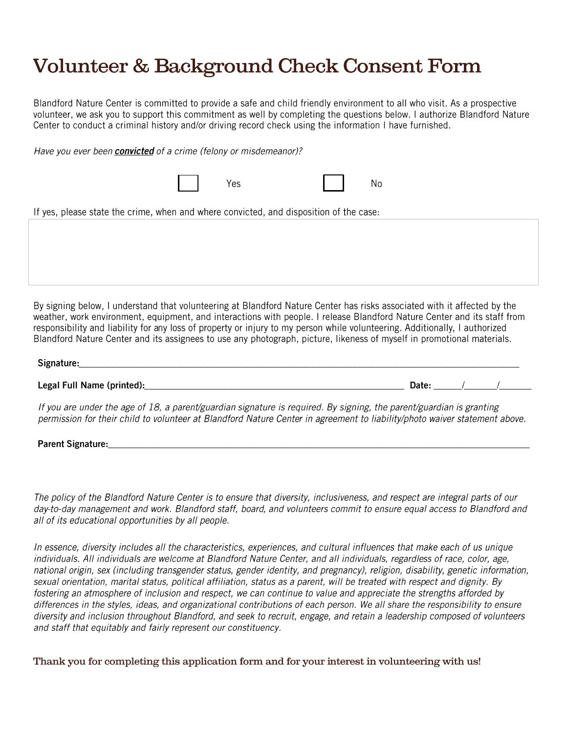# Volunteer & Background Check Consent Form

Blandford Nature Center is committed to provide a safe and child friendly environment to all who visit. As a prospective volunteer, we ask you to support this commitment as well by completing the questions below. I authorize Blandford Nature Center to conduct a criminal history and/or driving record check using the information I have furnished.

*Have you ever been **convicted** of a crime (felony or misdemeanor)?*

☐ Yes ☐ No

If yes, please state the crime, when and where convicted, and disposition of the case:

By signing below, I understand that volunteering at Blandford Nature Center has risks associated with it affected by the weather, work environment, equipment, and interactions with people. I release Blandford Nature Center and its staff from responsibility and liability for any loss of property or injury to my person while volunteering. Additionally, I authorized Blandford Nature Center and its assignees to use any photograph, picture, likeness of myself in promotional materials.

**Signature:**______________________________________________________________________________

**Legal Full Name (printed):**_____________________________________________ **Date:** _____/_____/_____

*If you are under the age of 18, a parent/guardian signature is required. By signing, the parent/guardian is granting permission for their child to volunteer at Blandford Nature Center in agreement to liability/photo waiver statement above.*

**Parent Signature:**__________________________________________________________________________

*The policy of the Blandford Nature Center is to ensure that diversity, inclusiveness, and respect are integral parts of our day-to-day management and work. Blandford staff, board, and volunteers commit to ensure equal access to Blandford and all of its educational opportunities by all people.*

*In essence, diversity includes all the characteristics, experiences, and cultural influences that make each of us unique individuals. All individuals are welcome at Blandford Nature Center, and all individuals, regardless of race, color, age, national origin, sex (including transgender status, gender identity, and pregnancy), religion, disability, genetic information, sexual orientation, marital status, political affiliation, status as a parent, will be treated with respect and dignity. By fostering an atmosphere of inclusion and respect, we can continue to value and appreciate the strengths afforded by differences in the styles, ideas, and organizational contributions of each person. We all share the responsibility to ensure diversity and inclusion throughout Blandford, and seek to recruit, engage, and retain a leadership composed of volunteers and staff that equitably and fairly represent our constituency.*

**Thank you for completing this application form and for your interest in volunteering with us!**